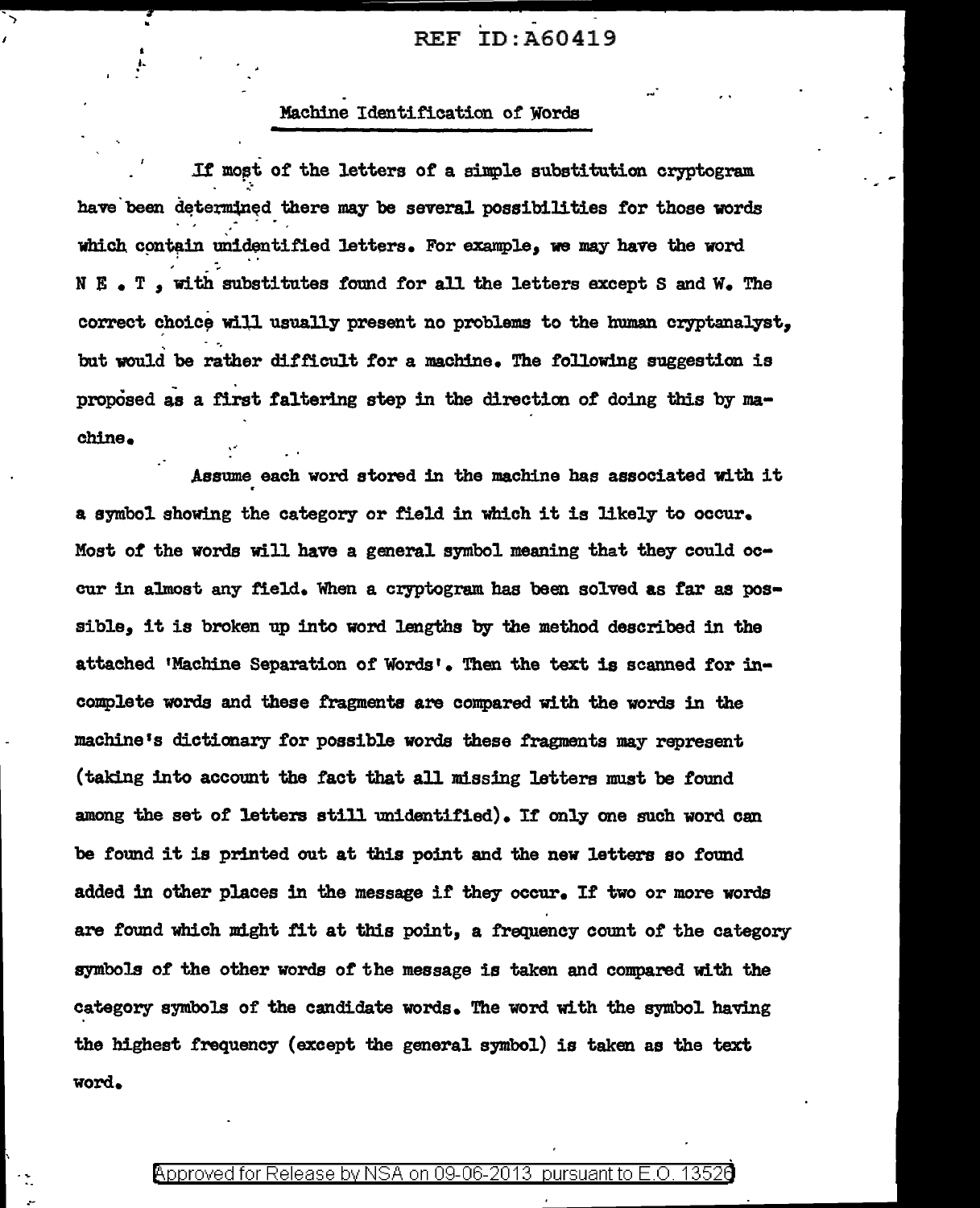## Machine Identification of Words

If most of the letters of a simple substitution cryptogram have been determined there may be several possibilities for those words which contain unidentified letters. For example, we may have the word N E . T , with substitutes found for all the letters except S and W. The correct choice will usually present no problems to the human cryptanalyst, but would be rather difficult for a machine. The following suggestion is proposed as a first faltering step in the direction of doing this by machine.

Assume each word stored in the machine has associated with it a symbol showing the category or field in which it is likely to occur. Most of the words will have a general symbol meaning that they could occur in almost any field. When a cryptogram has been solved as far as possible, it is broken up into word lengths by the method described in the attached 'Machine Separation of Words'. Then the text is scanned for incomplete words and these fragments are compared with the words in the machine's dictionary for possible words these fragments may represent (taking into account the fact that all missing letters must be found among the set of letters still unidentified). If only one such word can be found it is printed out at this point and the new letters so found added in other places in the message if they occur. If two or more words are found which might fit at this point, a frequency count of the category symbols of the other words of the message is taken and compared with the category symbols of the candidate words. The word with the symbol having the highest frequency (except the general symbol) is taken as the text word.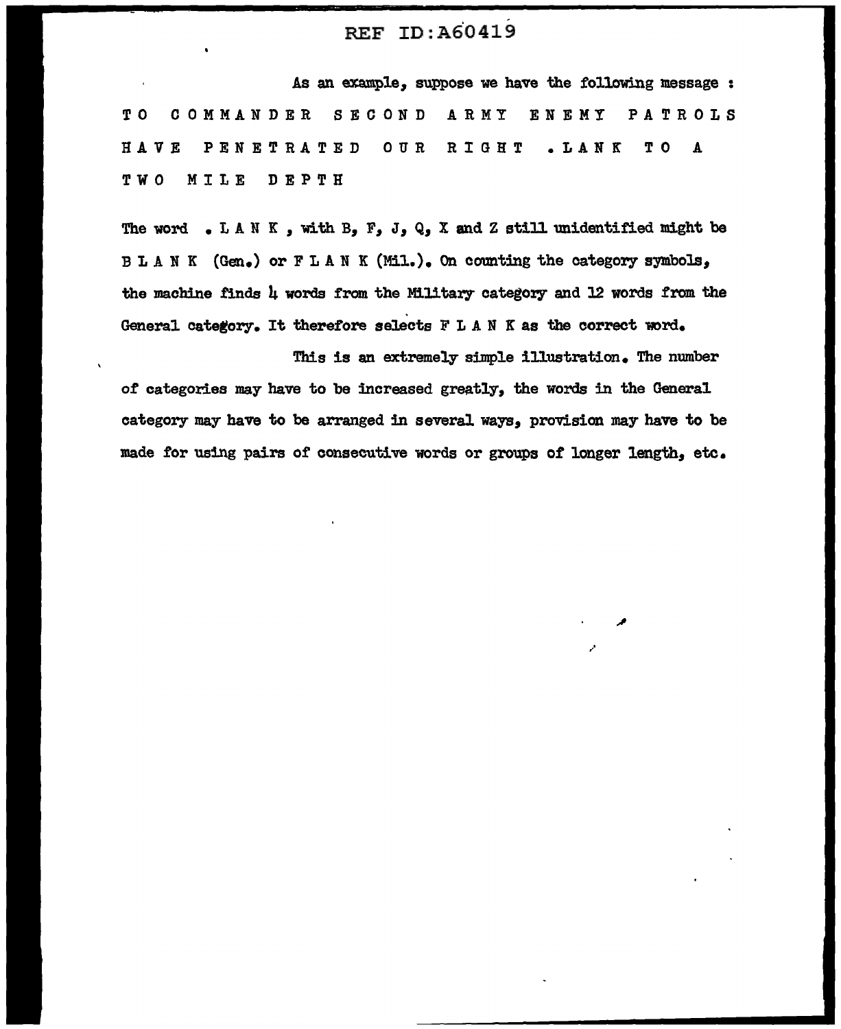As an example, suppose we have the following message :

T O   C O M M A N D E R   S E C O N D   A R M Y   E N E M Y   P A T R O L S
H A V E   P E N E T R A T E D   O U R   R I G H T   . L A N K   T O   A
T W O   M I L E   D E P T H

The word . L A N K , with B, F, J, Q, X and Z still unidentified might be B L A N K (Gen.) or F L A N K (Mil.). On counting the category symbols, the machine finds 4 words from the Military category and 12 words from the General category. It therefore selects F L A N K as the correct word.

This is an extremely simple illustration. The number of categories may have to be increased greatly, the words in the General category may have to be arranged in several ways, provision may have to be made for using pairs of consecutive words or groups of longer length, etc.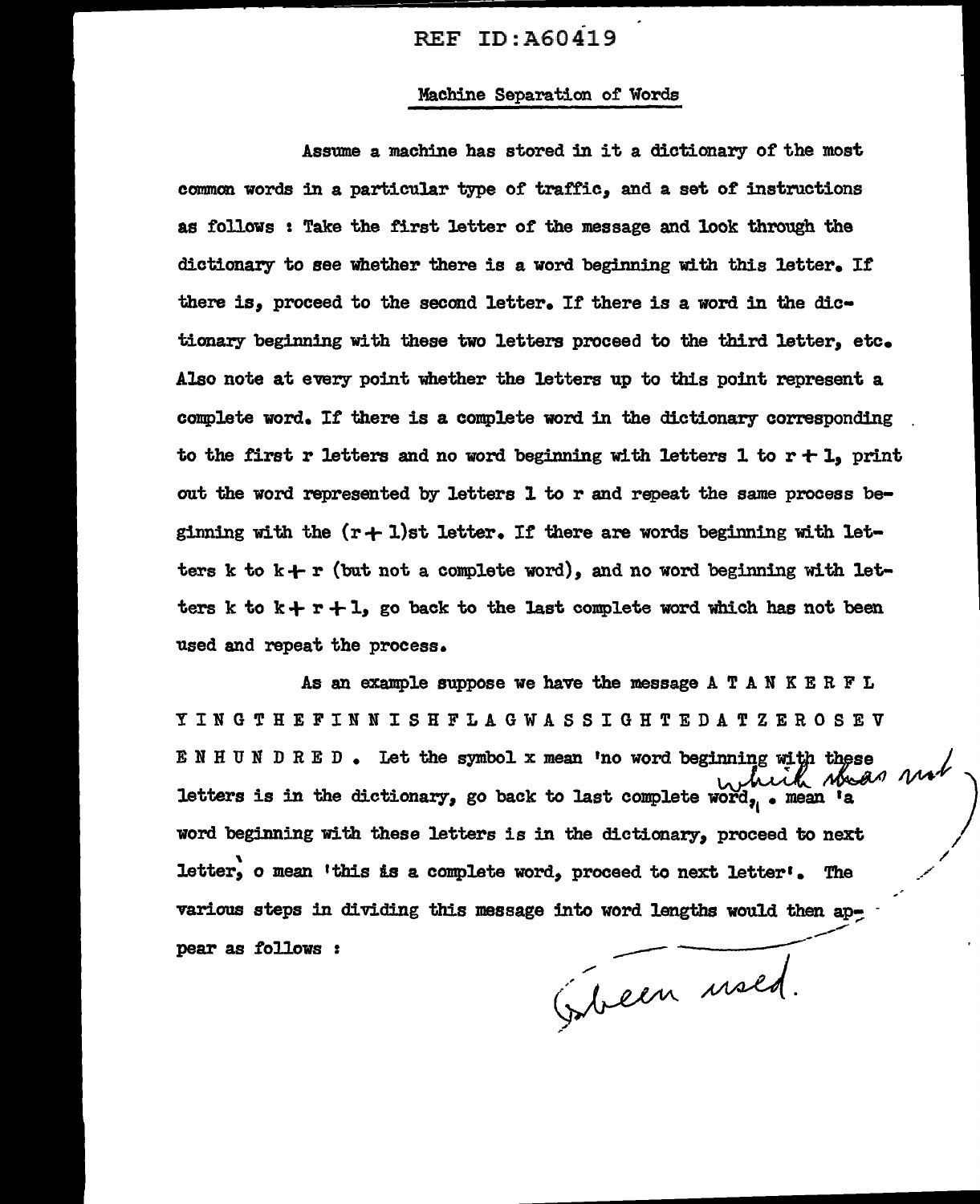## Machine Separation of Words

Assume a machine has stored in it a dictionary of the most common words in a particular type of traffic, and a set of instructions as follows : Take the first letter of the message and look through the dictionary to see whether there is a word beginning with this letter. If there is, proceed to the second letter. If there is a word in the dictionary beginning with these two letters proceed to the third letter, etc. Also note at every point whether the letters up to this point represent a complete word. If there is a complete word in the dictionary corresponding to the first r letters and no word beginning with letters 1 to r + 1, print out the word represented by letters 1 to r and repeat the same process beginning with the (r + 1)st letter. If there are words beginning with letters k to k + r (but not a complete word), and no word beginning with letters k to k + r + 1, go back to the last complete word which has not been used and repeat the process.

As an example suppose we have the message A T A N K E R F L Y I N G T H E F I N N I S H F L A G W A S S I G H T E D A T Z E R O S E V E N H U N D R E D . Let the symbol x mean 'no word beginning with these letters is in the dictionary, go back to last complete word which has not been used'. . mean 'a word beginning with these letters is in the dictionary, proceed to next letter', o mean 'this is a complete word, proceed to next letter'. The various steps in dividing this message into word lengths would then appear as follows :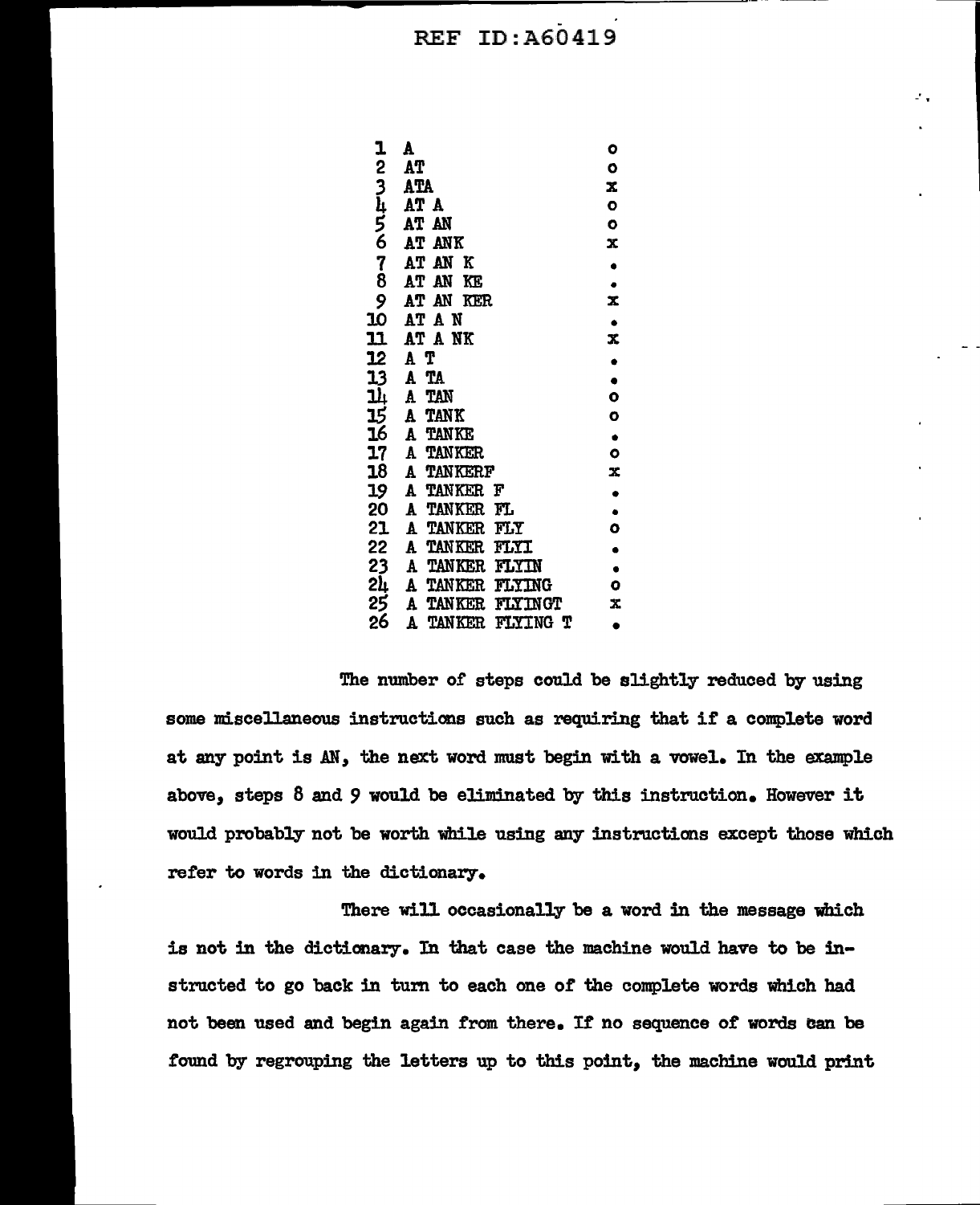| | | |
|---|---|---|
| 1 | A | o |
| 2 | AT | o |
| 3 | ATA | x |
| 4 | AT A | o |
| 5 | AT AN | o |
| 6 | AT ANK | x |
| 7 | AT AN K | • |
| 8 | AT AN KE | • |
| 9 | AT AN KER | x |
| 10 | AT A N | • |
| 11 | AT A NK | x |
| 12 | A T | • |
| 13 | A TA | • |
| 14 | A TAN | o |
| 15 | A TANK | o |
| 16 | A TANKE | • |
| 17 | A TANKER | o |
| 18 | A TANKERF | x |
| 19 | A TANKER F | • |
| 20 | A TANKER FL | • |
| 21 | A TANKER FLY | o |
| 22 | A TANKER FLYI | • |
| 23 | A TANKER FLYIN | • |
| 24 | A TANKER FLYING | o |
| 25 | A TANKER FLYINGT | x |
| 26 | A TANKER FLYING T | • |

The number of steps could be slightly reduced by using some miscellaneous instructions such as requiring that if a complete word at any point is AN, the next word must begin with a vowel. In the example above, steps 8 and 9 would be eliminated by this instruction. However it would probably not be worth while using any instructions except those which refer to words in the dictionary.

There will occasionally be a word in the message which is not in the dictionary. In that case the machine would have to be instructed to go back in turn to each one of the complete words which had not been used and begin again from there. If no sequence of words can be found by regrouping the letters up to this point, the machine would print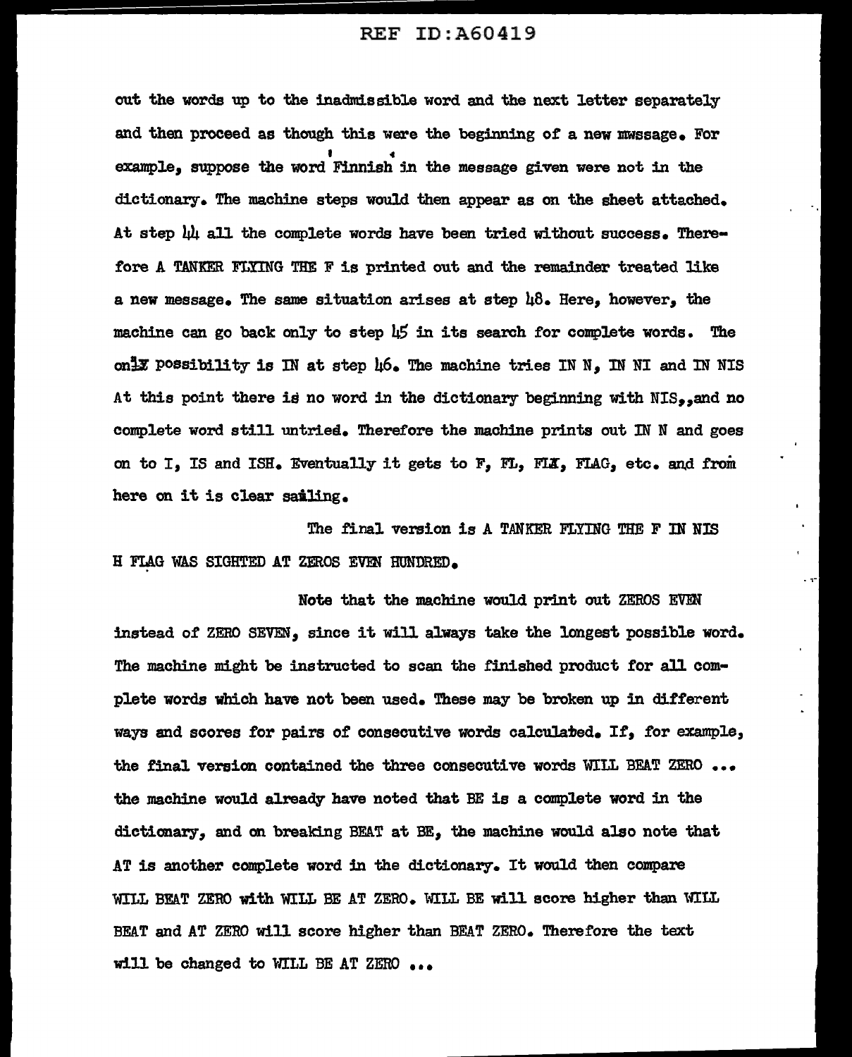out the words up to the inadmissible word and the next letter separately and then proceed as though this were the beginning of a new mwssage. For example, suppose the word 'Finnish' in the message given were not in the dictionary. The machine steps would then appear as on the sheet attached. At step 44 all the complete words have been tried without success. Therefore A TANKER FLYING THE F is printed out and the remainder treated like a new message. The same situation arises at step 48. Here, however, the machine can go back only to step 45 in its search for complete words. The only possibility is IN at step 46. The machine tries IN N, IN NI and IN NIS At this point there is no word in the dictionary beginning with NIS,,and no complete word still untried. Therefore the machine prints out IN N and goes on to I, IS and ISH. Eventually it gets to F, FL, FLX, FLAG, etc. and from here on it is clear sailing.

The final version is A TANKER FLYING THE F IN NIS H FLAG WAS SIGHTED AT ZEROS EVEN HUNDRED.

Note that the machine would print out ZEROS EVEN instead of ZERO SEVEN, since it will always take the longest possible word. The machine might be instructed to scan the finished product for all complete words which have not been used. These may be broken up in different ways and scores for pairs of consecutive words calculated. If, for example, the final version contained the three consecutive words WILL BEAT ZERO ... the machine would already have noted that BE is a complete word in the dictionary, and on breaking BEAT at BE, the machine would also note that AT is another complete word in the dictionary. It would then compare WILL BEAT ZERO with WILL BE AT ZERO. WILL BE will score higher than WILL BEAT and AT ZERO will score higher than BEAT ZERO. Therefore the text will be changed to WILL BE AT ZERO ...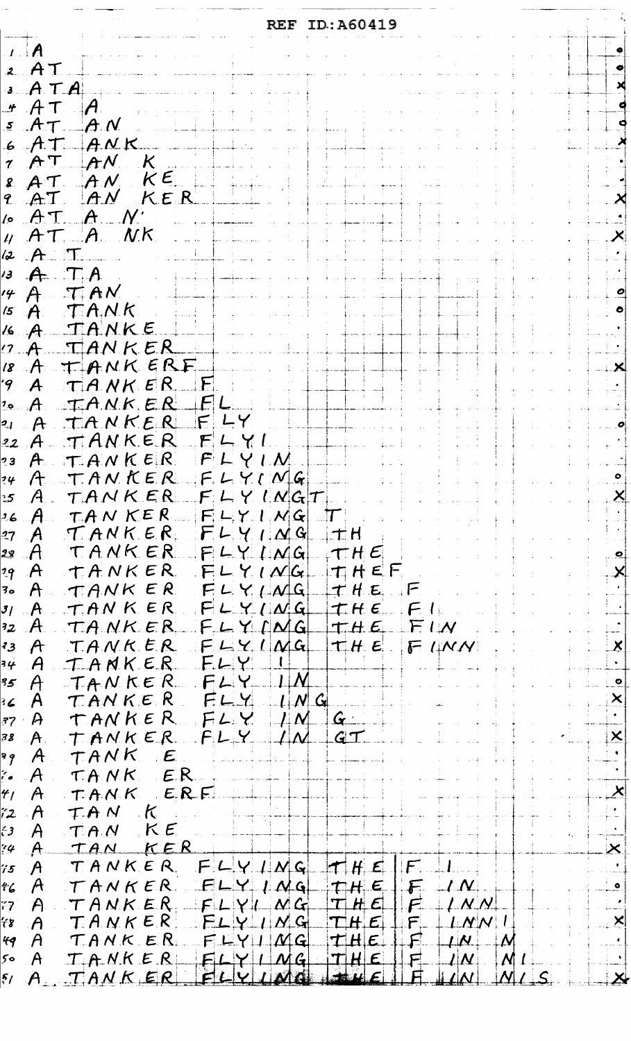REF ID:A60419

| | | |
|---|---|---|
| 1 | A | o |
| 2 | AT | o |
| 3 | ATA | x |
| 4 | AT A | o |
| 5 | AT AN | o |
| 6 | AT ANK | x |
| 7 | AT AN K | . |
| 8 | AT AN KE | . |
| 9 | AT AN KER | x |
| 10 | AT A N | . |
| 11 | AT A NK | x |
| 12 | A T | . |
| 13 | A TA | . |
| 14 | A TAN | o |
| 15 | A TANK | o |
| 16 | A TANKE | . |
| 17 | A TANKER | . |
| 18 | A TANKERF | x |
| 19 | A TANKER F | . |
| 20 | A TANKER FL | . |
| 21 | A TANKER FLY | o |
| 22 | A TANKER FLYI | . |
| 23 | A TANKER FLYIN | . |
| 24 | A TANKER FLYING | o |
| 25 | A TANKER FLYINGT | x |
| 26 | A TANKER FLYING T | . |
| 27 | A TANKER FLYING TH | . |
| 28 | A TANKER FLYING THE | o |
| 29 | A TANKER FLYING THEF | x |
| 30 | A TANKER FLYING THE F | . |
| 31 | A TANKER FLYING THE FI | . |
| 32 | A TANKER FLYING THE FIN | . |
| 33 | A TANKER FLYING THE FINN | x |
| 34 | A TANKER FLY I | . |
| 35 | A TANKER FLY IN | o |
| 36 | A TANKER FLY ING | x |
| 37 | A TANKER FLY IN G | . |
| 38 | A TANKER FLY IN GT | x |
| 39 | A TANK E | . |
| 40 | A TANK ER | . |
| 41 | A TANK ERF | x |
| 42 | A TAN K | . |
| 43 | A TAN KE | . |
| 44 | A TAN KER | x |
| 45 | A TANKER FLYING THE F I | . |
| 46 | A TANKER FLYING THE F IN | o |
| 47 | A TANKER FLYING THE F INN | . |
| 48 | A TANKER FLYING THE F INNI | x |
| 49 | A TANKER FLYING THE F IN N | . |
| 50 | A TANKER FLYING THE F IN NI | . |
| 51 | A TANKER FLYING THE F IN NIS | x |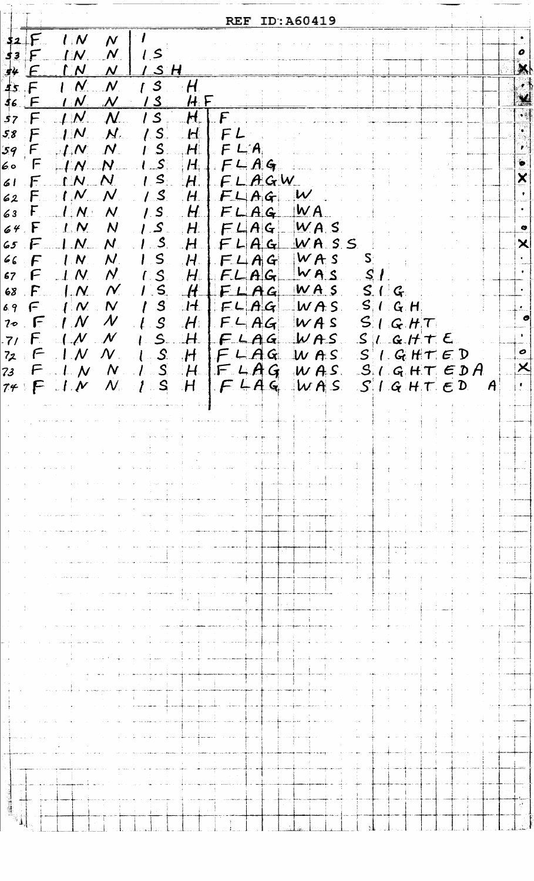REF ID:A60419

| Row | | | | | | | | | Mark |
|---|---|---|---|---|---|---|---|---|---|
| 52 | F | I N | N | I | | | | | • |
| 53 | F | I N | N | I S | | | | | o |
| 54 | F | I N | N | I S H | | | | | X |
| 55 | F | I N | N | I S | H | | | | • |
| 56 | F | I N | N | I S | H F | | | | X |
| 57 | F | I N | N | I S | H | F | | | • |
| 58 | F | I N | N | I S | H | F L | | | • |
| 59 | F | I N | N | I S | H | F L A | | | • |
| 60 | F | I N | N | I S | H | F L A G | | | o |
| 61 | F | I N | N | I S | H | F L A G W | | | X |
| 62 | F | I N | N | I S | H | F L A G | W | | • |
| 63 | F | I N | N | I S | H | F L A G | W A | | • |
| 64 | F | I N | N | I S | H | F L A G | W A S | | o |
| 65 | F | I N | N | I S | H | F L A G | W A S S | | X |
| 66 | F | I N | N | I S | H | F L A G | W A S | S | • |
| 67 | F | I N | N | I S | H | F L A G | W A S | S I | • |
| 68 | F | I N | N | I S | H | F L A G | W A S | S I G | • |
| 69 | F | I N | N | I S | H | F L A G | W A S | S I G H | • |
| 70 | F | I N | N | I S | H | F L A G | W A S | S I G H T | o |
| 71 | F | I N | N | I S | H | F L A G | W A S | S I G H T E | • |
| 72 | F | I N | N | I S | H | F L A G | W A S | S I G H T E D | o |
| 73 | F | I N | N | I S | H | F L A G | W A S | S I G H T E D A | X |
| 74 | F | I N | N | I S | H | F L A G | W A S | S I G H T E D A | • |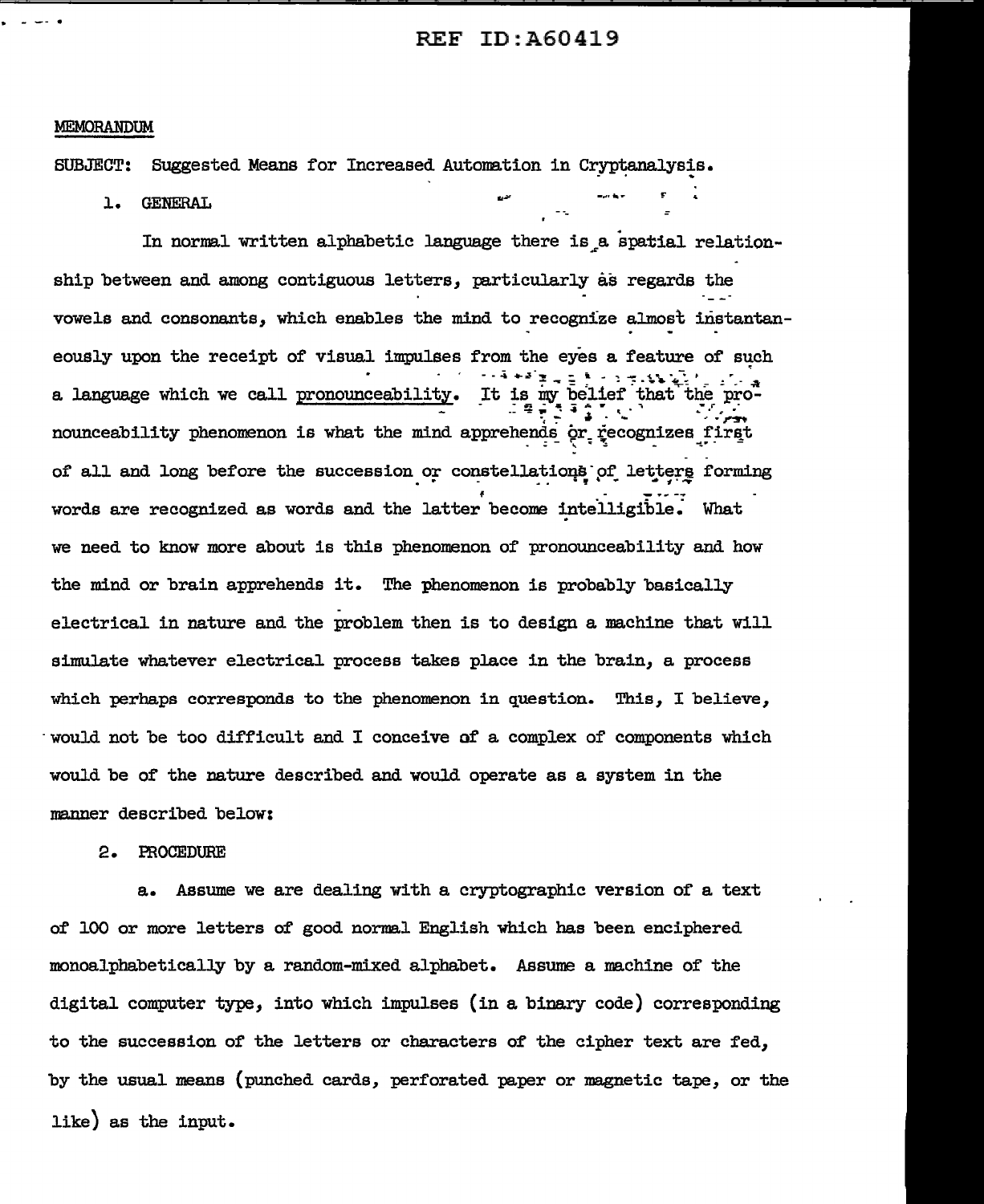MEMORANDUM

SUBJECT: Suggested Means for Increased Automation in Cryptanalysis.

1. GENERAL

In normal written alphabetic language there is a spatial relationship between and among contiguous letters, particularly as regards the vowels and consonants, which enables the mind to recognize almost instantaneously upon the receipt of visual impulses from the eyes a feature of such a language which we call pronounceability. It is my belief that the pronounceability phenomenon is what the mind apprehends or recognizes first of all and long before the succession or constellations of letters forming words are recognized as words and the latter become intelligible. What we need to know more about is this phenomenon of pronounceability and how the mind or brain apprehends it. The phenomenon is probably basically electrical in nature and the problem then is to design a machine that will simulate whatever electrical process takes place in the brain, a process which perhaps corresponds to the phenomenon in question. This, I believe, would not be too difficult and I conceive of a complex of components which would be of the nature described and would operate as a system in the manner described below:

2. PROCEDURE

a. Assume we are dealing with a cryptographic version of a text of 100 or more letters of good normal English which has been enciphered monoalphabetically by a random-mixed alphabet. Assume a machine of the digital computer type, into which impulses (in a binary code) corresponding to the succession of the letters or characters of the cipher text are fed, by the usual means (punched cards, perforated paper or magnetic tape, or the like) as the input.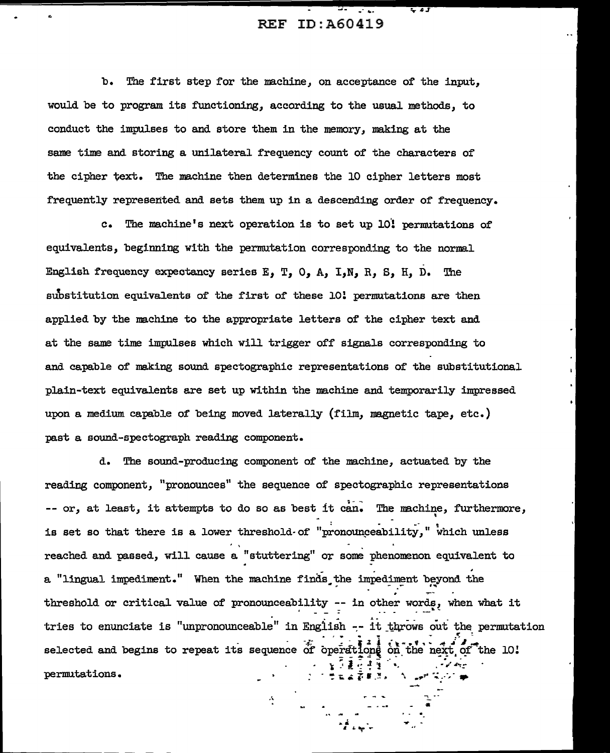b. The first step for the machine, on acceptance of the input, would be to program its functioning, according to the usual methods, to conduct the impulses to and store them in the memory, making at the same time and storing a unilateral frequency count of the characters of the cipher text. The machine then determines the 10 cipher letters most frequently represented and sets them up in a descending order of frequency.

c. The machine's next operation is to set up 10! permutations of equivalents, beginning with the permutation corresponding to the normal English frequency expectancy series E, T, O, A, I, N, R, S, H, D. The substitution equivalents of the first of these 10! permutations are then applied by the machine to the appropriate letters of the cipher text and at the same time impulses which will trigger off signals corresponding to and capable of making sound spectographic representations of the substitutional plain-text equivalents are set up within the machine and temporarily impressed upon a medium capable of being moved laterally (film, magnetic tape, etc.) past a sound-spectograph reading component.

d. The sound-producing component of the machine, actuated by the reading component, "pronounces" the sequence of spectographic representations -- or, at least, it attempts to do so as best it can. The machine, furthermore, is set so that there is a lower threshold of "pronounceability," which unless reached and passed, will cause a "stuttering" or some phenomenon equivalent to a "lingual impediment." When the machine finds the impediment beyond the threshold or critical value of pronounceability -- in other words, when what it tries to enunciate is "unpronounceable" in English -- it throws out the permutation selected and begins to repeat its sequence of operations on the next of the 10! permutations.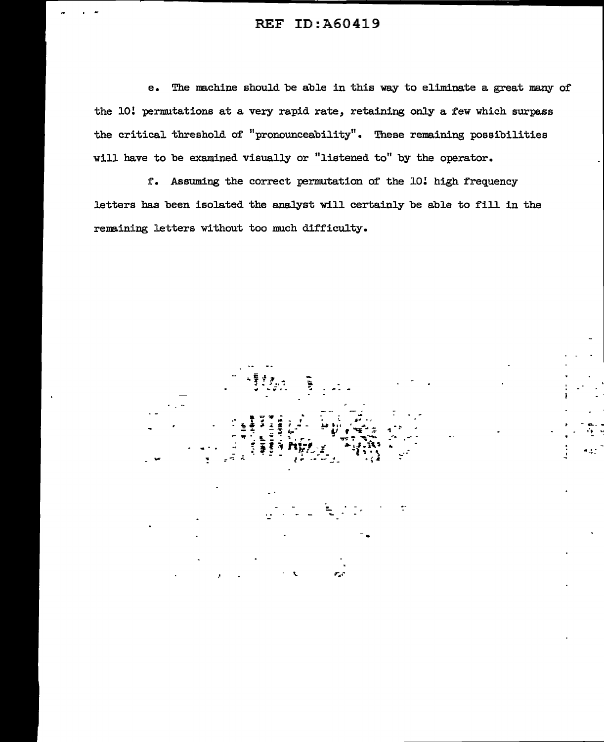e. The machine should be able in this way to eliminate a great many of the 10! permutations at a very rapid rate, retaining only a few which surpass the critical threshold of "pronounceability". These remaining possibilities will have to be examined visually or "listened to" by the operator.

f. Assuming the correct permutation of the 10! high frequency letters has been isolated the analyst will certainly be able to fill in the remaining letters without too much difficulty.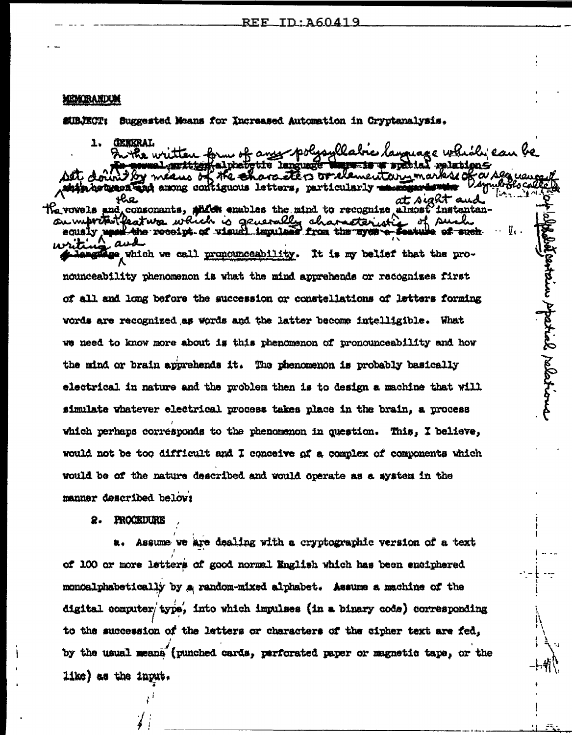**MEMORANDUM**

**SUBJECT:** Suggested Means for Increased Automation in Cryptanalysis.

1. GENERAL

In the written form of any polysyllabic language which can be set down by means of the characters or elementary marks of a sequence of symbols called the alphabet certain spatial relations among contiguous letters, particularly the vowels and consonants, enables the mind to recognize almost instantaneously at sight an important feature which is generally characteristic of such writing and language which we call pronounceability. It is my belief that the pronounceability phenomenon is what the mind apprehends or recognizes first of all and long before the succession or constellations of letters forming words are recognized as words and the latter become intelligible. What we need to know more about is this phenomenon of pronounceability and how the mind or brain apprehends it. The phenomenon is probably basically electrical in nature and the problem then is to design a machine that will simulate whatever electrical process takes place in the brain, a process which perhaps corresponds to the phenomenon in question. This, I believe, would not be too difficult and I conceive of a complex of components which would be of the nature described and would operate as a system in the manner described below:

2. PROCEDURE

a. Assume we are dealing with a cryptographic version of a text of 100 or more letters of good normal English which has been enciphered monoalphabetically by a random-mixed alphabet. Assume a machine of the digital computer type, into which impulses (in a binary code) corresponding to the succession of the letters or characters of the cipher text are fed, by the usual means (punched cards, perforated paper or magnetic tape, or the like) as the input.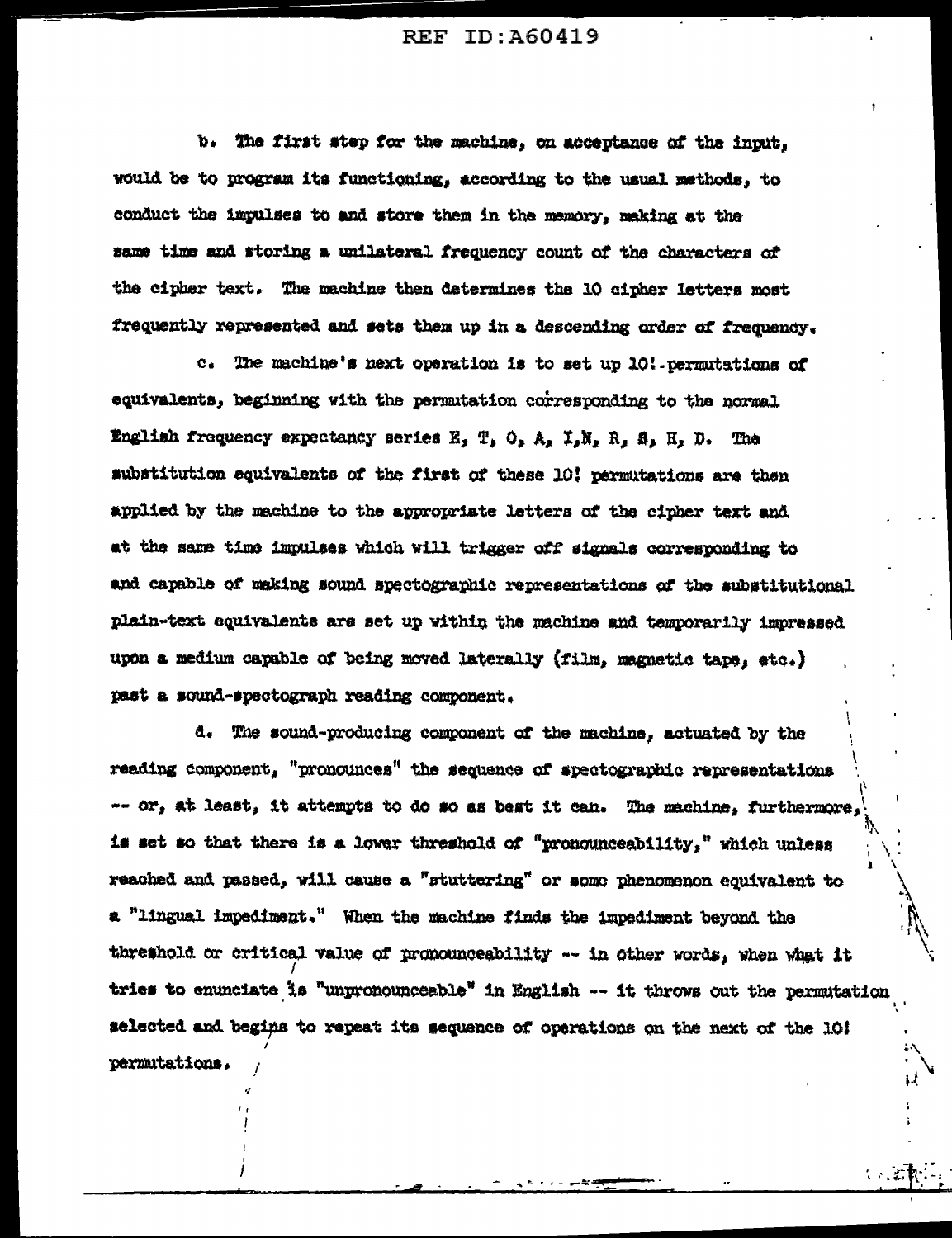b. The first step for the machine, on acceptance of the input, would be to program its functioning, according to the usual methods, to conduct the impulses to and store them in the memory, making at the same time and storing a unilateral frequency count of the characters of the cipher text. The machine then determines the 10 cipher letters most frequently represented and sets them up in a descending order of frequency.

c. The machine's next operation is to set up 10!-permutations of equivalents, beginning with the permutation corresponding to the normal English frequency expectancy series E, T, O, A, I, N, R, S, H, D. The substitution equivalents of the first of these 10! permutations are then applied by the machine to the appropriate letters of the cipher text and at the same time impulses which will trigger off signals corresponding to and capable of making sound spectographic representations of the substitutional plain-text equivalents are set up within the machine and temporarily impressed upon a medium capable of being moved laterally (film, magnetic tape, etc.) past a sound-spectograph reading component.

d. The sound-producing component of the machine, actuated by the reading component, "pronounces" the sequence of spectographic representations -- or, at least, it attempts to do so as best it can. The machine, furthermore, is set so that there is a lower threshold of "pronounceability," which unless reached and passed, will cause a "stuttering" or some phenomenon equivalent to a "lingual impediment." When the machine finds the impediment beyond the threshold or critical value of pronounceability -- in other words, when what it tries to enunciate is "unpronounceable" in English -- it throws out the permutation selected and begins to repeat its sequence of operations on the next of the 10! permutations.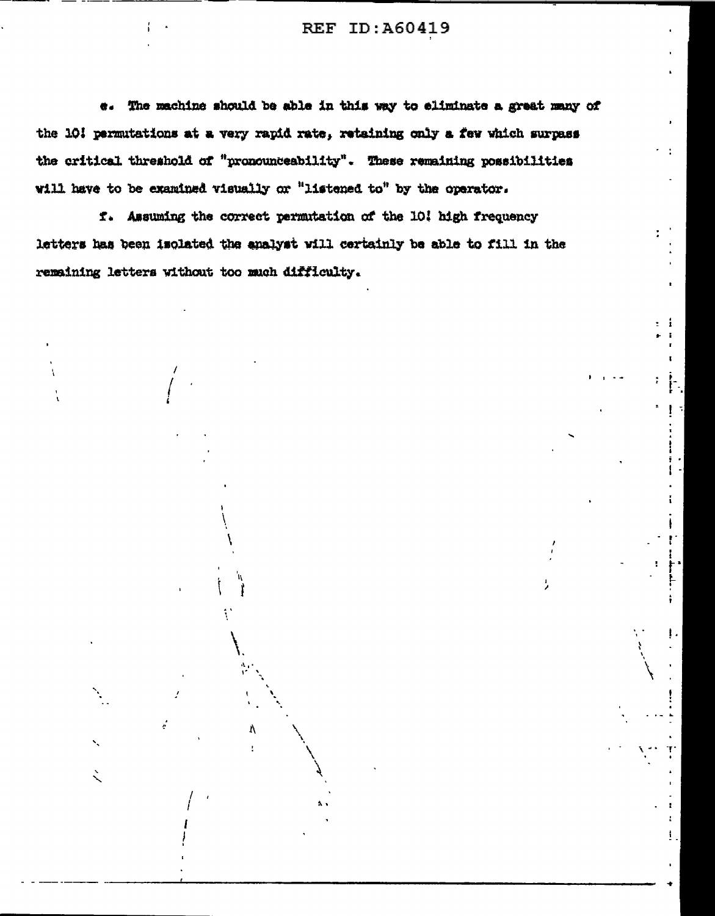e. The machine should be able in this way to eliminate a great many of the 10! permutations at a very rapid rate, retaining only a few which surpass the critical threshold of "pronounceability". These remaining possibilities will have to be examined visually or "listened to" by the operator.

f. Assuming the correct permutation of the 10! high frequency letters has been isolated the analyst will certainly be able to fill in the remaining letters without too much difficulty.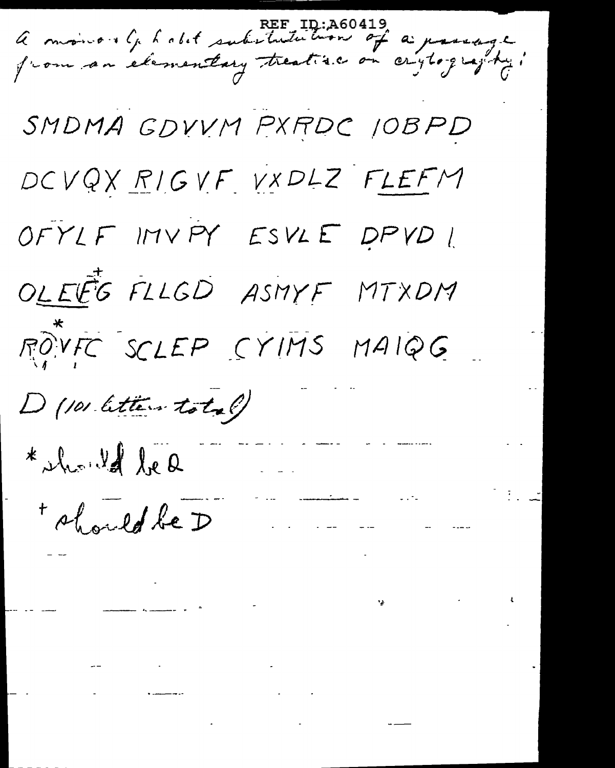REF ID:A60419

A monoalphabet substitution of a passage from an elementary treatise on cryptography:

SMDMA GDVVM PXRDC IOBPD

DCVQX RIGVF VXDLZ FLEFM

OFYLF IMVPY ESVLE DPVDI

OLEE+G FLLGD ASMYF MTXDM

RO*VFC SCLEP CYIMS MAIQG

D (101 letters total)

* should be Q

+ should be D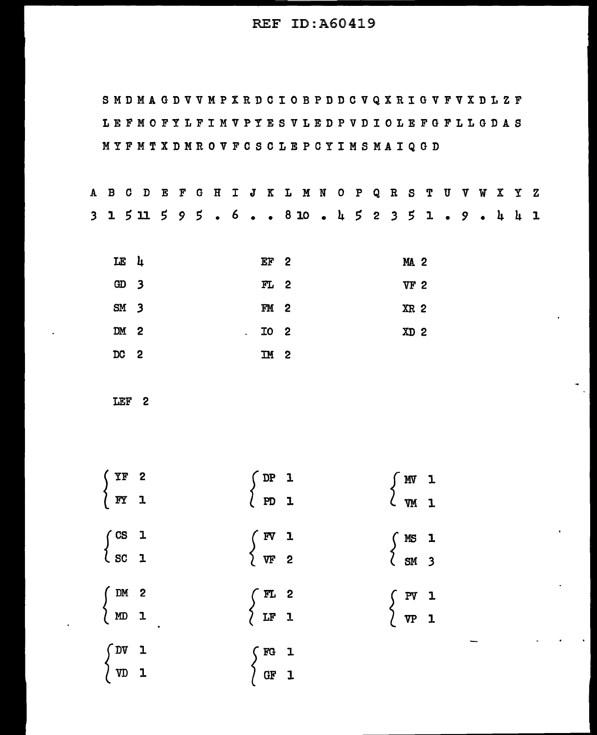S M D M A G D V V M P X R D C I O B P D D C V Q X R I G V F V X D L Z F

L E F M O F Y L F I M V P Y E S V L E D P V D I O L E F G F L L G D A S

M Y F M T X D M R O V F C S C L E P C Y I M S M A I Q G D

| A | B | C | D | E | F | G | H | I | J | K | L | M | N | O | P | Q | R | S | T | U | V | W | X | Y | Z |
|---|---|---|---|---|---|---|---|---|---|---|---|---|---|---|---|---|---|---|---|---|---|---|---|---|---|
| 3 | 1 | 5 | 11 | 5 | 9 | 5 | . | 6 | . | . | 8 | 10 | . | 4 | 5 | 2 | 3 | 5 | 1 | . | 9 | . | 4 | 4 | 1 |

| | | |
|---|---|---|
| LE 4 | EF 2 | MA 2 |
| GD 3 | FL 2 | VF 2 |
| SM 3 | FM 2 | XR 2 |
| DM 2 | IO 2 | XD 2 |
| DC 2 | IM 2 | |

LEF 2

| | | |
|---|---|---|
| YF 2 | DP 1 | MV 1 |
| FY 1 | PD 1 | VM 1 |
| CS 1 | FV 1 | MS 1 |
| SC 1 | VF 2 | SM 3 |
| DM 2 | FL 2 | PV 1 |
| MD 1 | LF 1 | VP 1 |
| DV 1 | FG 1 | |
| VD 1 | GF 1 | |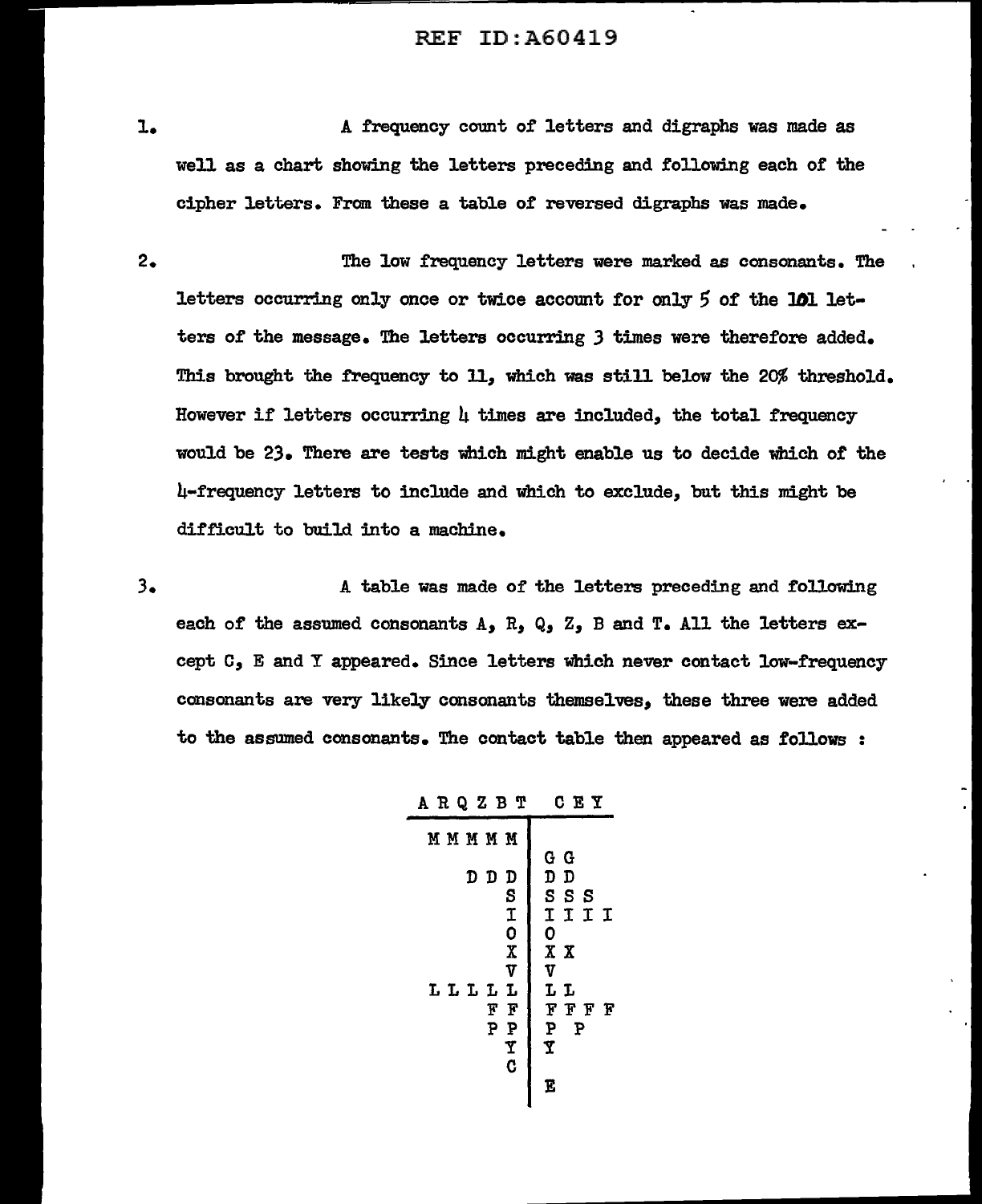1. A frequency count of letters and digraphs was made as well as a chart showing the letters preceding and following each of the cipher letters. From these a table of reversed digraphs was made.

2. The low frequency letters were marked as consonants. The letters occurring only once or twice account for only 5 of the 101 letters of the message. The letters occurring 3 times were therefore added. This brought the frequency to 11, which was still below the 20% threshold. However if letters occurring 4 times are included, the total frequency would be 23. There are tests which might enable us to decide which of the 4-frequency letters to include and which to exclude, but this might be difficult to build into a machine.

3. A table was made of the letters preceding and following each of the assumed consonants A, R, Q, Z, B and T. All the letters except C, E and Y appeared. Since letters which never contact low-frequency consonants are very likely consonants themselves, these three were added to the assumed consonants. The contact table then appeared as follows :

```
A R Q Z B T   C E Y
-------------------
M M M M M |
          | G G
    D D D | D D
        S | S S S
        I | I I I I
        O | O
        X | X X
        V | V
L L L L L | L L
      F F | F F F F
      P P | P   P
        Y | Y
        C |
          | E
```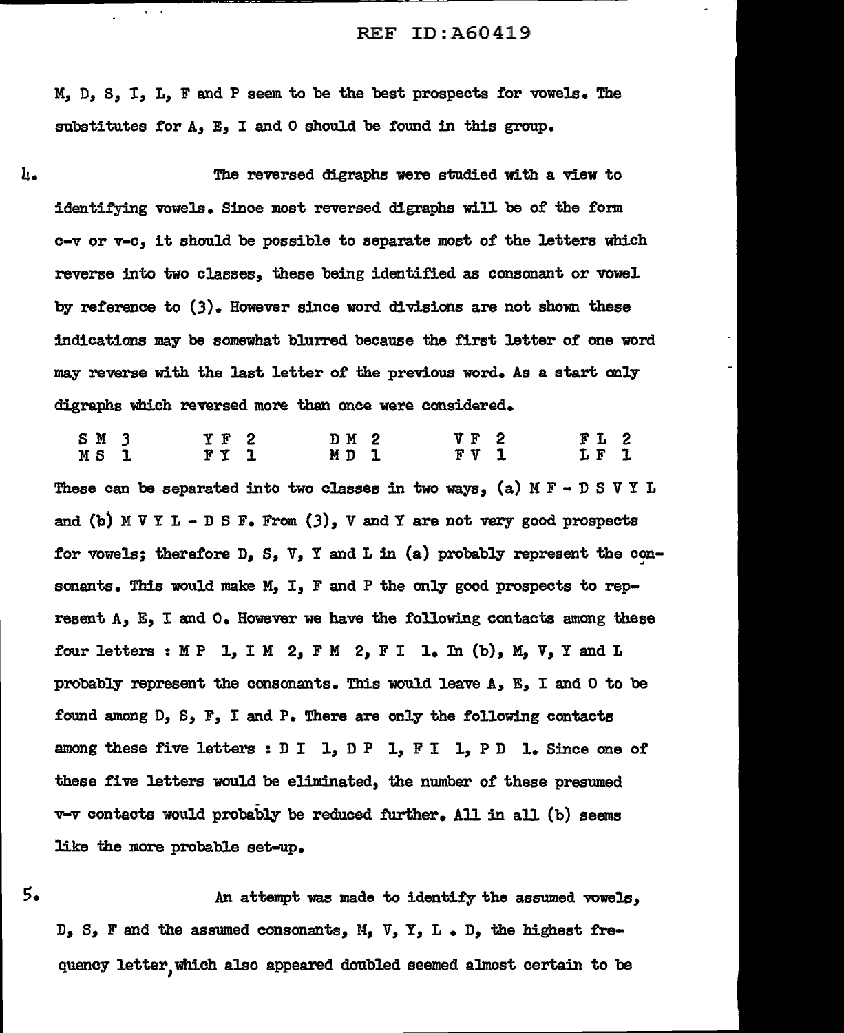M, D, S, I, L, F and P seem to be the best prospects for vowels. The substitutes for A, E, I and O should be found in this group.

4. The reversed digraphs were studied with a view to identifying vowels. Since most reversed digraphs will be of the form c-v or v-c, it should be possible to separate most of the letters which reverse into two classes, these being identified as consonant or vowel by reference to (3). However since word divisions are not shown these indications may be somewhat blurred because the first letter of one word may reverse with the last letter of the previous word. As a start only digraphs which reversed more than once were considered.

| | | | | |
|---|---|---|---|---|
| S M 3 | Y F 2 | D M 2 | V F 2 | F L 2 |
| M S 1 | F Y 1 | M D 1 | F V 1 | L F 1 |

These can be separated into two classes in two ways, (a) M F - D S V Y L and (b) M V Y L - D S F. From (3), V and Y are not very good prospects for vowels; therefore D, S, V, Y and L in (a) probably represent the consonants. This would make M, I, F and P the only good prospects to represent A, E, I and O. However we have the following contacts among these four letters : M P 1, I M 2, F M 2, F I 1. In (b), M, V, Y and L probably represent the consonants. This would leave A, E, I and O to be found among D, S, F, I and P. There are only the following contacts among these five letters : D I 1, D P 1, F I 1, P D 1. Since one of these five letters would be eliminated, the number of these presumed v-v contacts would probably be reduced further. All in all (b) seems like the more probable set-up.

5. An attempt was made to identify the assumed vowels, D, S, F and the assumed consonants, M, V, Y, L . D, the highest frequency letter, which also appeared doubled seemed almost certain to be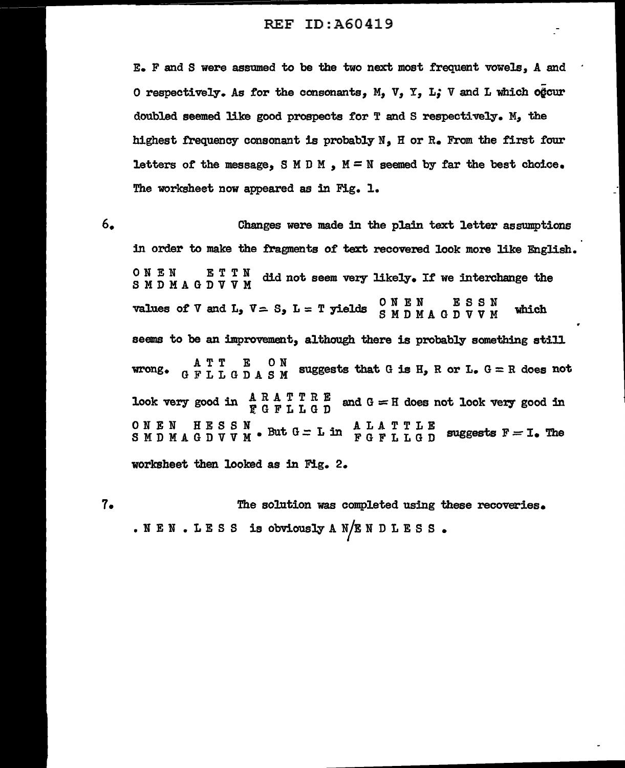E. F and S were assumed to be the two next most frequent vowels, A and O respectively. As for the consonants, M, V, Y, L; V and L which occur doubled seemed like good prospects for T and S respectively. M, the highest frequency consonant is probably N, H or R. From the first four letters of the message, S M D M , M = N seemed by far the best choice. The worksheet now appeared as in Fig. 1.

6. Changes were made in the plain text letter assumptions in order to make the fragments of text recovered look more like English.

```
O N E N     E T T N
S M D M A G D V V M
```

did not seem very likely. If we interchange the values of V and L, V = S, L = T yields

```
O N E N     E S S N
S M D M A G D V V M
```

which seems to be an improvement, although there is probably something still wrong.

```
  A T T   E   O N
G F L L G D A S M
```

suggests that G is H, R or L. G = R does not look very good in

```
A R A T T R E
F G F L L G D
```

and G = H does not look very good in

```
O N E N   H E S S N
S M D M A G D V V M
```

. But G = L in

```
A L A T T L E
F G F L L G D
```

suggests F = I. The worksheet then looked as in Fig. 2.

7. The solution was completed using these recoveries.

. N E N . L E S S is obviously A N/E N D L E S S .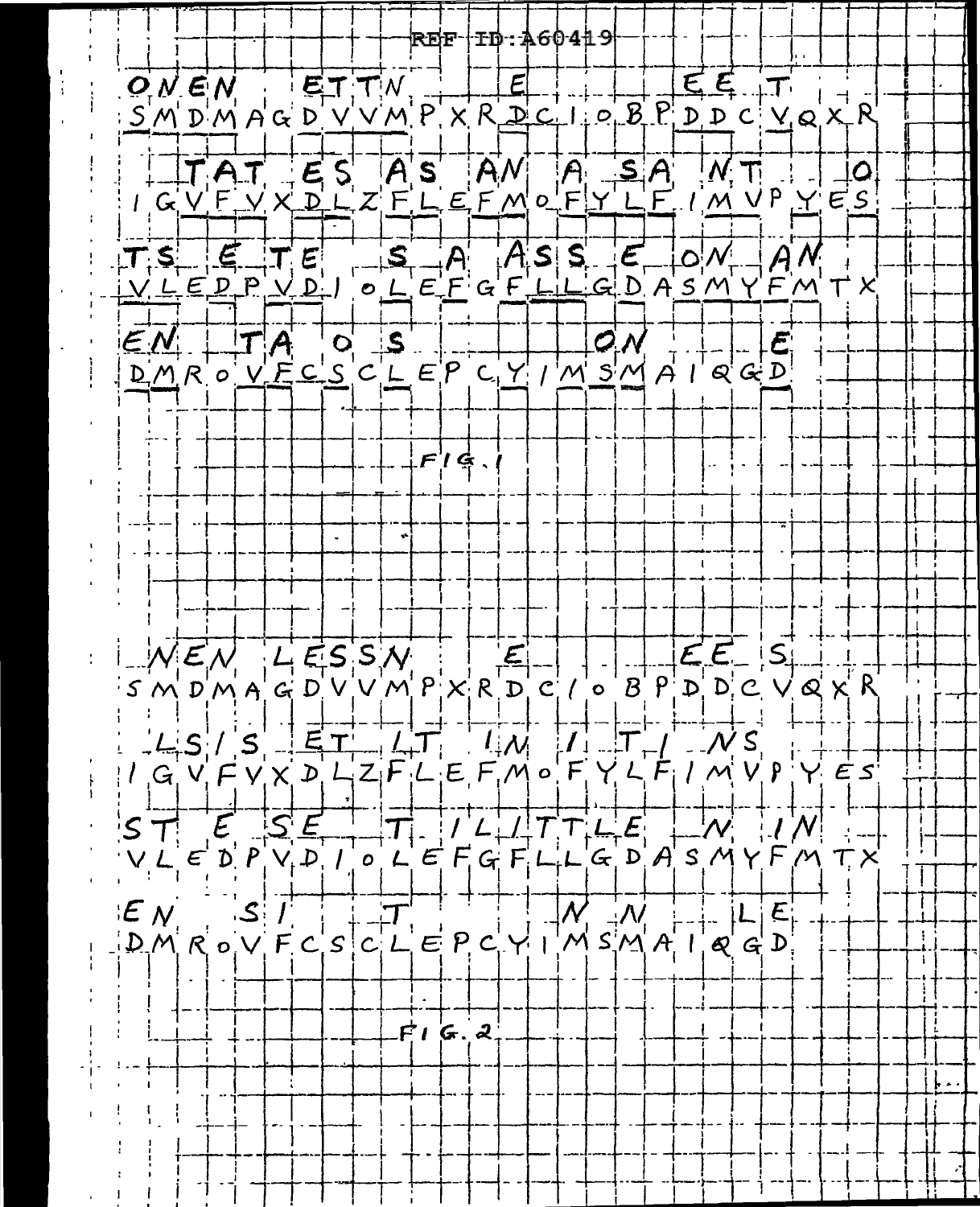```
ONEN  ETTN      E          EE  T
SMDMAGDVVMPXRDCIOBPDDCVQXR

 TAT ES AS AN A SA NT   O
IGVFVXDLZFLEFMOFYLFIMVPYES

TS  E TE   S A ASS E ON AN
VLEDPVDIOLEFGFLLGDASMYFMTX

EN  TA  O S          ON    E
DMROVFCSCLEPCYIMSMAIQGD
```

FIG. 1

```
 NEN LESSN     E         EE S
SMDMAGDVVMPXRDCIOBPDDCVQXR

 LS/S  ET  LT  IN  I T I NS
IGVFVXDLZFLEFMOFYLFIMVPYES

ST  E SE   T ILITTLE  N IN
VLEDPVDIOLEFGFLLGDASMYFMTX

EN  SI    T          N N   LE
DMROVFCSCLEPCYIMSMAIQGD
```

FIG. 2